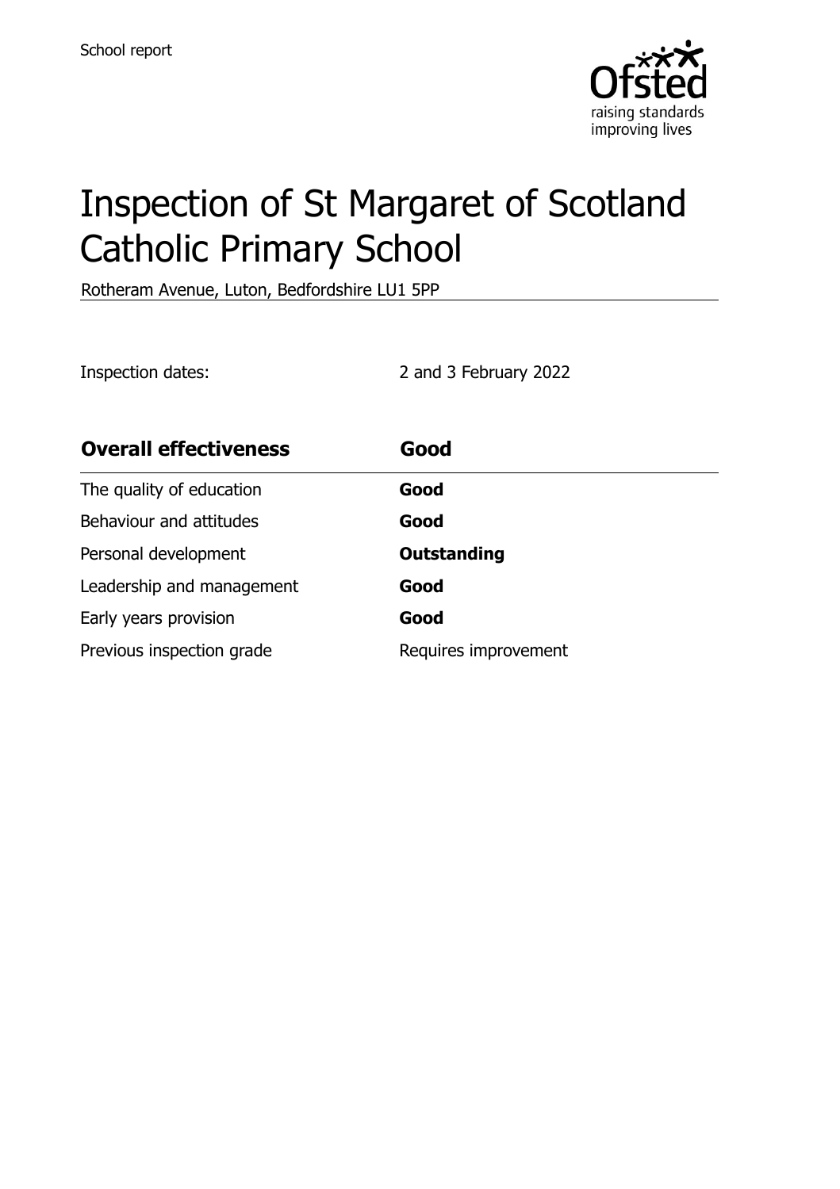School report

# Inspection of St Margaret of Scotland Catholic Primary School

Rotheram Avenue, Luton, Bedfordshire LU1 5PP

Inspection dates: 2 and 3 February 2022

| **Overall effectiveness** | **Good** |
| --- | --- |
| The quality of education | **Good** |
| Behaviour and attitudes | **Good** |
| Personal development | **Outstanding** |
| Leadership and management | **Good** |
| Early years provision | **Good** |
| Previous inspection grade | Requires improvement |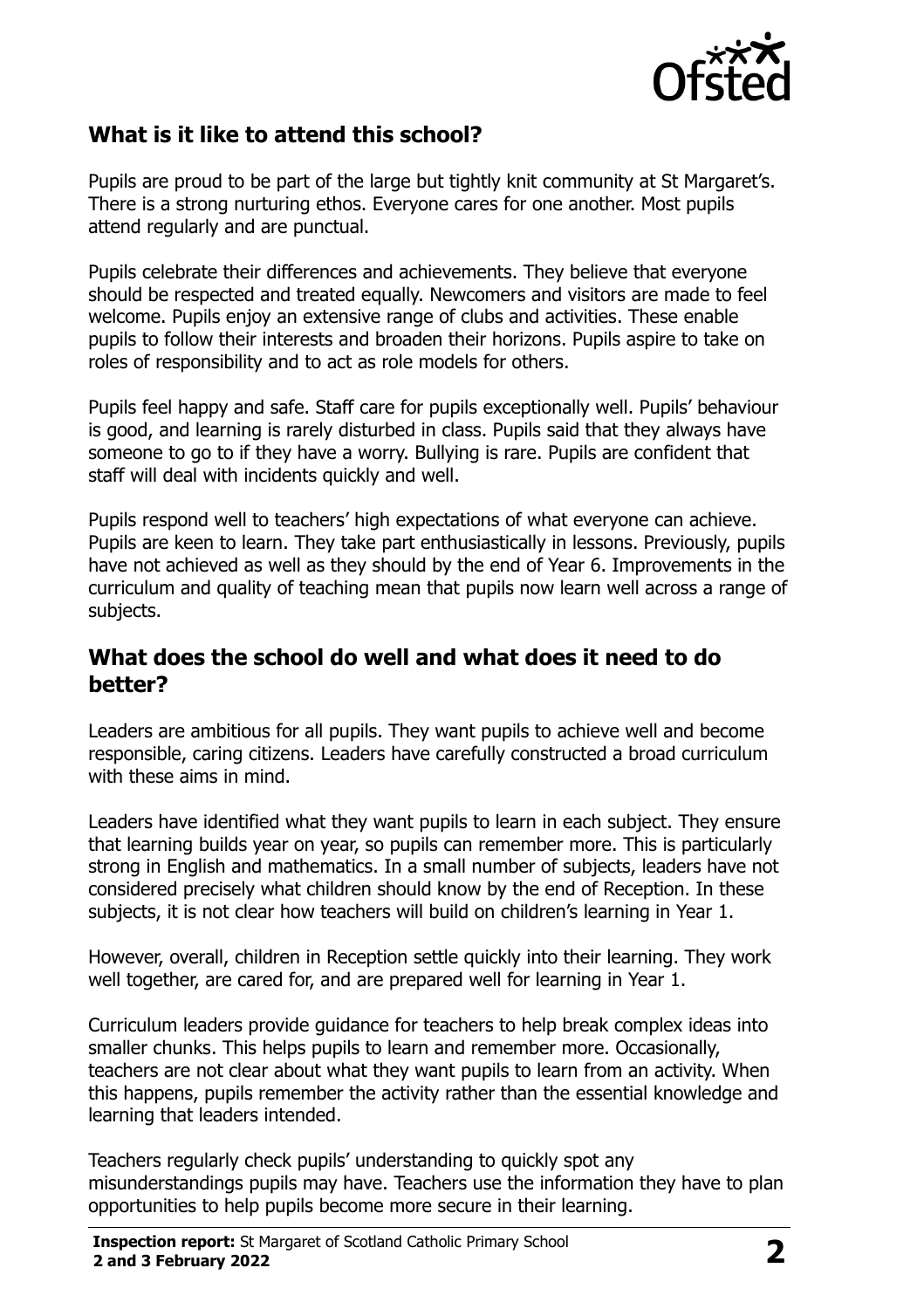## What is it like to attend this school?

Pupils are proud to be part of the large but tightly knit community at St Margaret's. There is a strong nurturing ethos. Everyone cares for one another. Most pupils attend regularly and are punctual.

Pupils celebrate their differences and achievements. They believe that everyone should be respected and treated equally. Newcomers and visitors are made to feel welcome. Pupils enjoy an extensive range of clubs and activities. These enable pupils to follow their interests and broaden their horizons. Pupils aspire to take on roles of responsibility and to act as role models for others.

Pupils feel happy and safe. Staff care for pupils exceptionally well. Pupils' behaviour is good, and learning is rarely disturbed in class. Pupils said that they always have someone to go to if they have a worry. Bullying is rare. Pupils are confident that staff will deal with incidents quickly and well.

Pupils respond well to teachers' high expectations of what everyone can achieve. Pupils are keen to learn. They take part enthusiastically in lessons. Previously, pupils have not achieved as well as they should by the end of Year 6. Improvements in the curriculum and quality of teaching mean that pupils now learn well across a range of subjects.

## What does the school do well and what does it need to do better?

Leaders are ambitious for all pupils. They want pupils to achieve well and become responsible, caring citizens. Leaders have carefully constructed a broad curriculum with these aims in mind.

Leaders have identified what they want pupils to learn in each subject. They ensure that learning builds year on year, so pupils can remember more. This is particularly strong in English and mathematics. In a small number of subjects, leaders have not considered precisely what children should know by the end of Reception. In these subjects, it is not clear how teachers will build on children's learning in Year 1.

However, overall, children in Reception settle quickly into their learning. They work well together, are cared for, and are prepared well for learning in Year 1.

Curriculum leaders provide guidance for teachers to help break complex ideas into smaller chunks. This helps pupils to learn and remember more. Occasionally, teachers are not clear about what they want pupils to learn from an activity. When this happens, pupils remember the activity rather than the essential knowledge and learning that leaders intended.

Teachers regularly check pupils' understanding to quickly spot any misunderstandings pupils may have. Teachers use the information they have to plan opportunities to help pupils become more secure in their learning.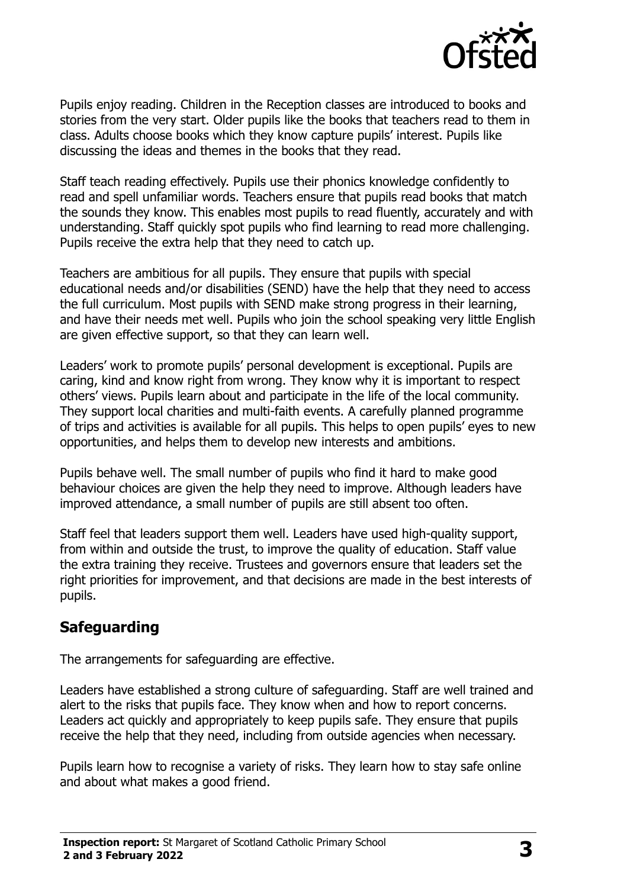Pupils enjoy reading. Children in the Reception classes are introduced to books and stories from the very start. Older pupils like the books that teachers read to them in class. Adults choose books which they know capture pupils' interest. Pupils like discussing the ideas and themes in the books that they read.

Staff teach reading effectively. Pupils use their phonics knowledge confidently to read and spell unfamiliar words. Teachers ensure that pupils read books that match the sounds they know. This enables most pupils to read fluently, accurately and with understanding. Staff quickly spot pupils who find learning to read more challenging. Pupils receive the extra help that they need to catch up.

Teachers are ambitious for all pupils. They ensure that pupils with special educational needs and/or disabilities (SEND) have the help that they need to access the full curriculum. Most pupils with SEND make strong progress in their learning, and have their needs met well. Pupils who join the school speaking very little English are given effective support, so that they can learn well.

Leaders' work to promote pupils' personal development is exceptional. Pupils are caring, kind and know right from wrong. They know why it is important to respect others' views. Pupils learn about and participate in the life of the local community. They support local charities and multi-faith events. A carefully planned programme of trips and activities is available for all pupils. This helps to open pupils' eyes to new opportunities, and helps them to develop new interests and ambitions.

Pupils behave well. The small number of pupils who find it hard to make good behaviour choices are given the help they need to improve. Although leaders have improved attendance, a small number of pupils are still absent too often.

Staff feel that leaders support them well. Leaders have used high-quality support, from within and outside the trust, to improve the quality of education. Staff value the extra training they receive. Trustees and governors ensure that leaders set the right priorities for improvement, and that decisions are made in the best interests of pupils.

## Safeguarding

The arrangements for safeguarding are effective.

Leaders have established a strong culture of safeguarding. Staff are well trained and alert to the risks that pupils face. They know when and how to report concerns. Leaders act quickly and appropriately to keep pupils safe. They ensure that pupils receive the help that they need, including from outside agencies when necessary.

Pupils learn how to recognise a variety of risks. They learn how to stay safe online and about what makes a good friend.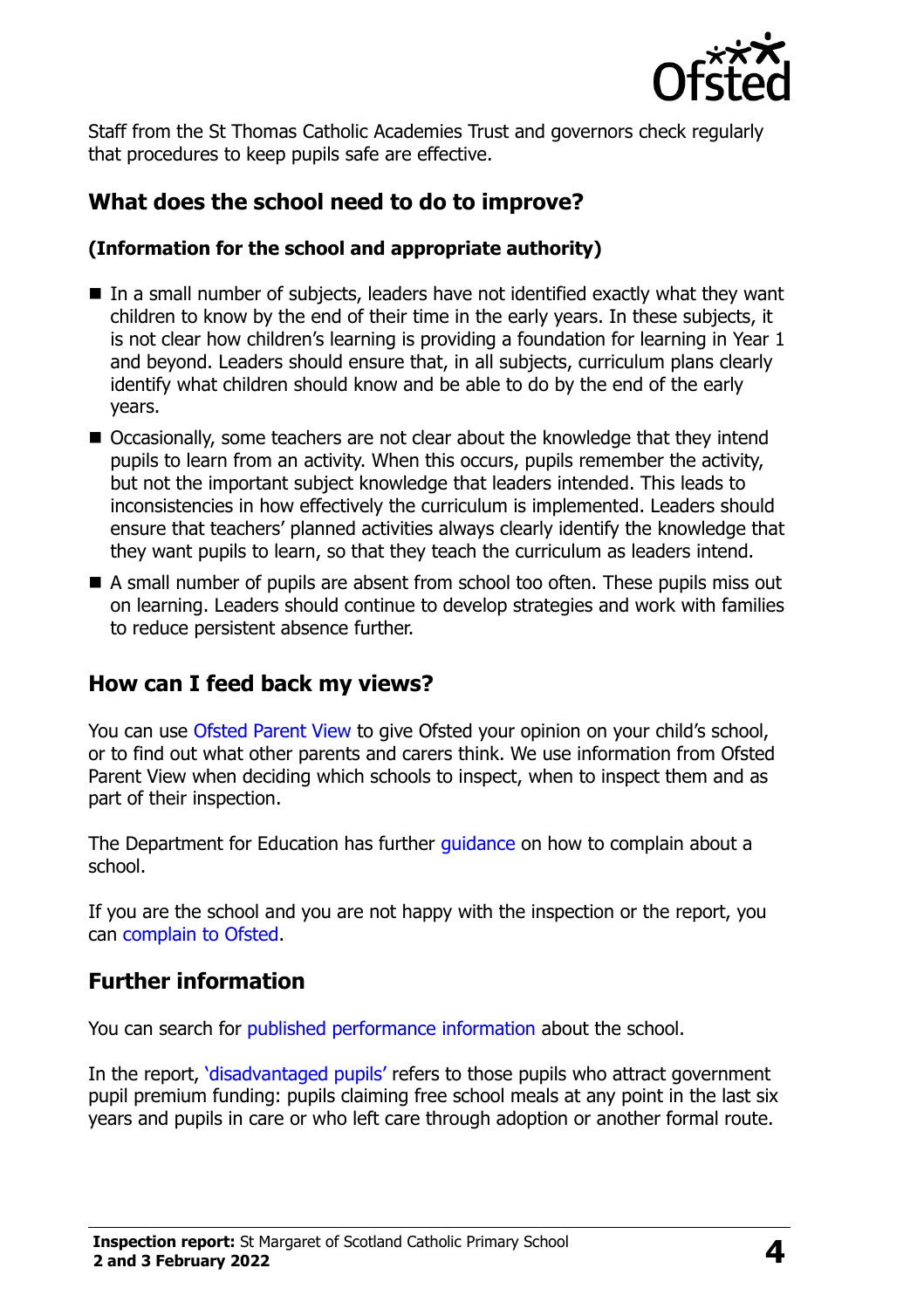Staff from the St Thomas Catholic Academies Trust and governors check regularly that procedures to keep pupils safe are effective.

## What does the school need to do to improve?

**(Information for the school and appropriate authority)**

- In a small number of subjects, leaders have not identified exactly what they want children to know by the end of their time in the early years. In these subjects, it is not clear how children's learning is providing a foundation for learning in Year 1 and beyond. Leaders should ensure that, in all subjects, curriculum plans clearly identify what children should know and be able to do by the end of the early years.
- Occasionally, some teachers are not clear about the knowledge that they intend pupils to learn from an activity. When this occurs, pupils remember the activity, but not the important subject knowledge that leaders intended. This leads to inconsistencies in how effectively the curriculum is implemented. Leaders should ensure that teachers' planned activities always clearly identify the knowledge that they want pupils to learn, so that they teach the curriculum as leaders intend.
- A small number of pupils are absent from school too often. These pupils miss out on learning. Leaders should continue to develop strategies and work with families to reduce persistent absence further.

## How can I feed back my views?

You can use Ofsted Parent View to give Ofsted your opinion on your child's school, or to find out what other parents and carers think. We use information from Ofsted Parent View when deciding which schools to inspect, when to inspect them and as part of their inspection.

The Department for Education has further guidance on how to complain about a school.

If you are the school and you are not happy with the inspection or the report, you can complain to Ofsted.

## Further information

You can search for published performance information about the school.

In the report, 'disadvantaged pupils' refers to those pupils who attract government pupil premium funding: pupils claiming free school meals at any point in the last six years and pupils in care or who left care through adoption or another formal route.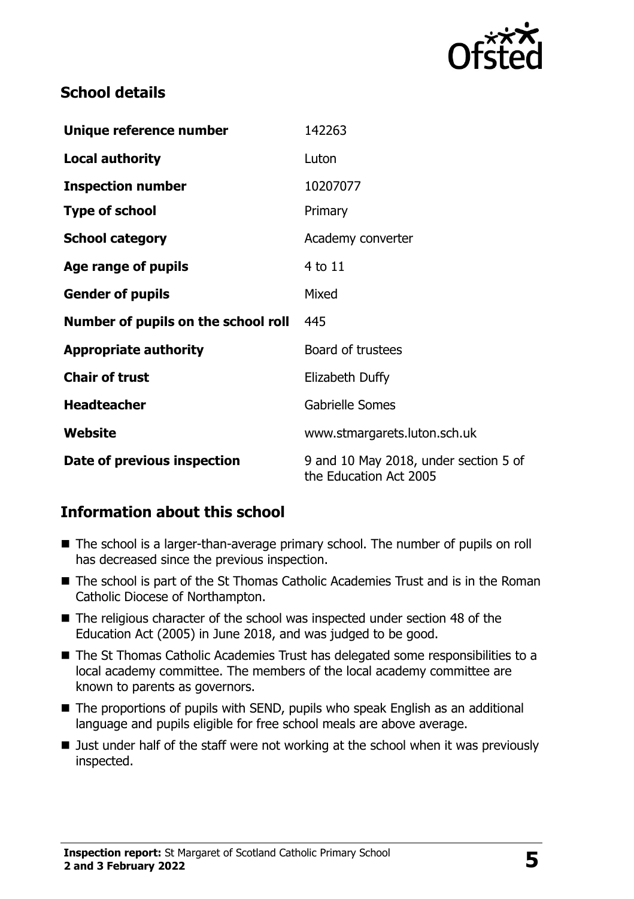## School details

| | |
|---|---|
| **Unique reference number** | 142263 |
| **Local authority** | Luton |
| **Inspection number** | 10207077 |
| **Type of school** | Primary |
| **School category** | Academy converter |
| **Age range of pupils** | 4 to 11 |
| **Gender of pupils** | Mixed |
| **Number of pupils on the school roll** | 445 |
| **Appropriate authority** | Board of trustees |
| **Chair of trust** | Elizabeth Duffy |
| **Headteacher** | Gabrielle Somes |
| **Website** | www.stmargarets.luton.sch.uk |
| **Date of previous inspection** | 9 and 10 May 2018, under section 5 of the Education Act 2005 |

## Information about this school

- The school is a larger-than-average primary school. The number of pupils on roll has decreased since the previous inspection.
- The school is part of the St Thomas Catholic Academies Trust and is in the Roman Catholic Diocese of Northampton.
- The religious character of the school was inspected under section 48 of the Education Act (2005) in June 2018, and was judged to be good.
- The St Thomas Catholic Academies Trust has delegated some responsibilities to a local academy committee. The members of the local academy committee are known to parents as governors.
- The proportions of pupils with SEND, pupils who speak English as an additional language and pupils eligible for free school meals are above average.
- Just under half of the staff were not working at the school when it was previously inspected.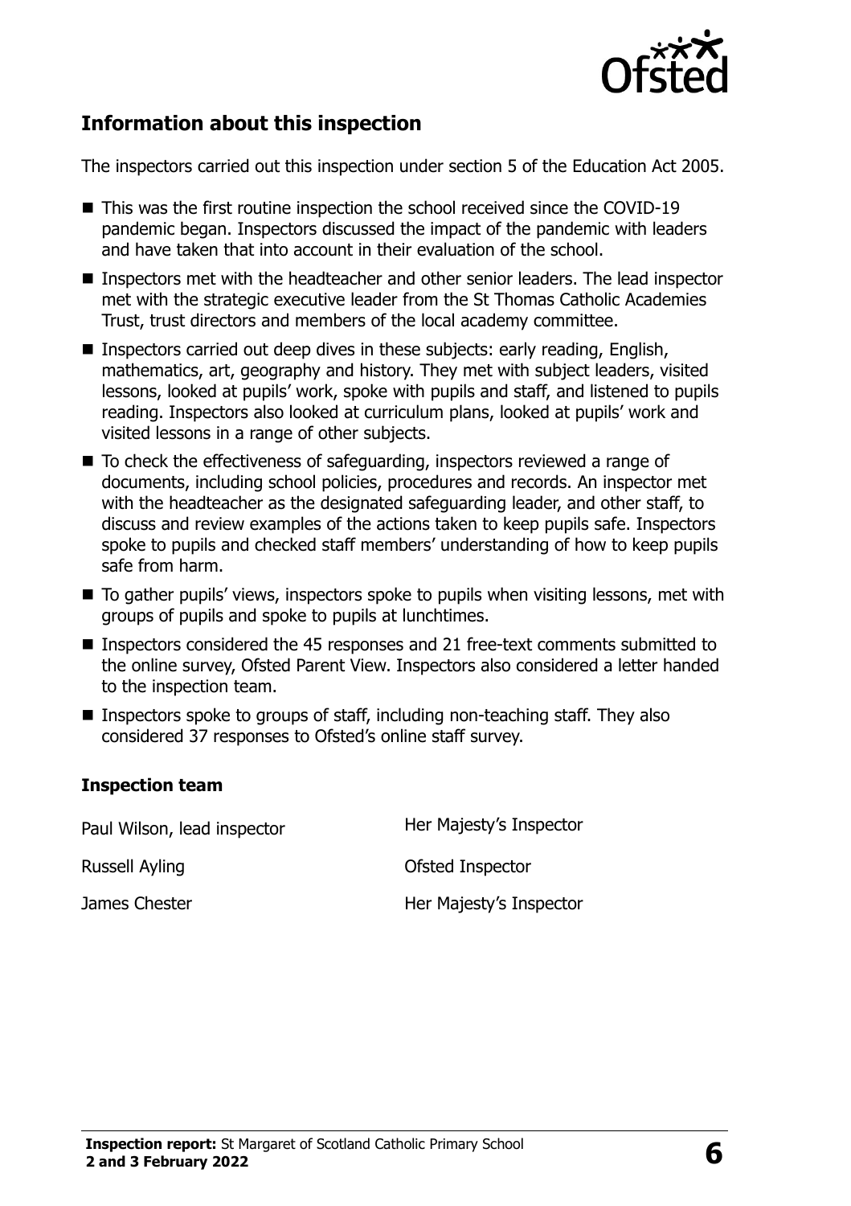## Information about this inspection

The inspectors carried out this inspection under section 5 of the Education Act 2005.

- This was the first routine inspection the school received since the COVID-19 pandemic began. Inspectors discussed the impact of the pandemic with leaders and have taken that into account in their evaluation of the school.
- Inspectors met with the headteacher and other senior leaders. The lead inspector met with the strategic executive leader from the St Thomas Catholic Academies Trust, trust directors and members of the local academy committee.
- Inspectors carried out deep dives in these subjects: early reading, English, mathematics, art, geography and history. They met with subject leaders, visited lessons, looked at pupils' work, spoke with pupils and staff, and listened to pupils reading. Inspectors also looked at curriculum plans, looked at pupils' work and visited lessons in a range of other subjects.
- To check the effectiveness of safeguarding, inspectors reviewed a range of documents, including school policies, procedures and records. An inspector met with the headteacher as the designated safeguarding leader, and other staff, to discuss and review examples of the actions taken to keep pupils safe. Inspectors spoke to pupils and checked staff members' understanding of how to keep pupils safe from harm.
- To gather pupils' views, inspectors spoke to pupils when visiting lessons, met with groups of pupils and spoke to pupils at lunchtimes.
- Inspectors considered the 45 responses and 21 free-text comments submitted to the online survey, Ofsted Parent View. Inspectors also considered a letter handed to the inspection team.
- Inspectors spoke to groups of staff, including non-teaching staff. They also considered 37 responses to Ofsted's online staff survey.

### Inspection team

| | |
|---|---|
| Paul Wilson, lead inspector | Her Majesty's Inspector |
| Russell Ayling | Ofsted Inspector |
| James Chester | Her Majesty's Inspector |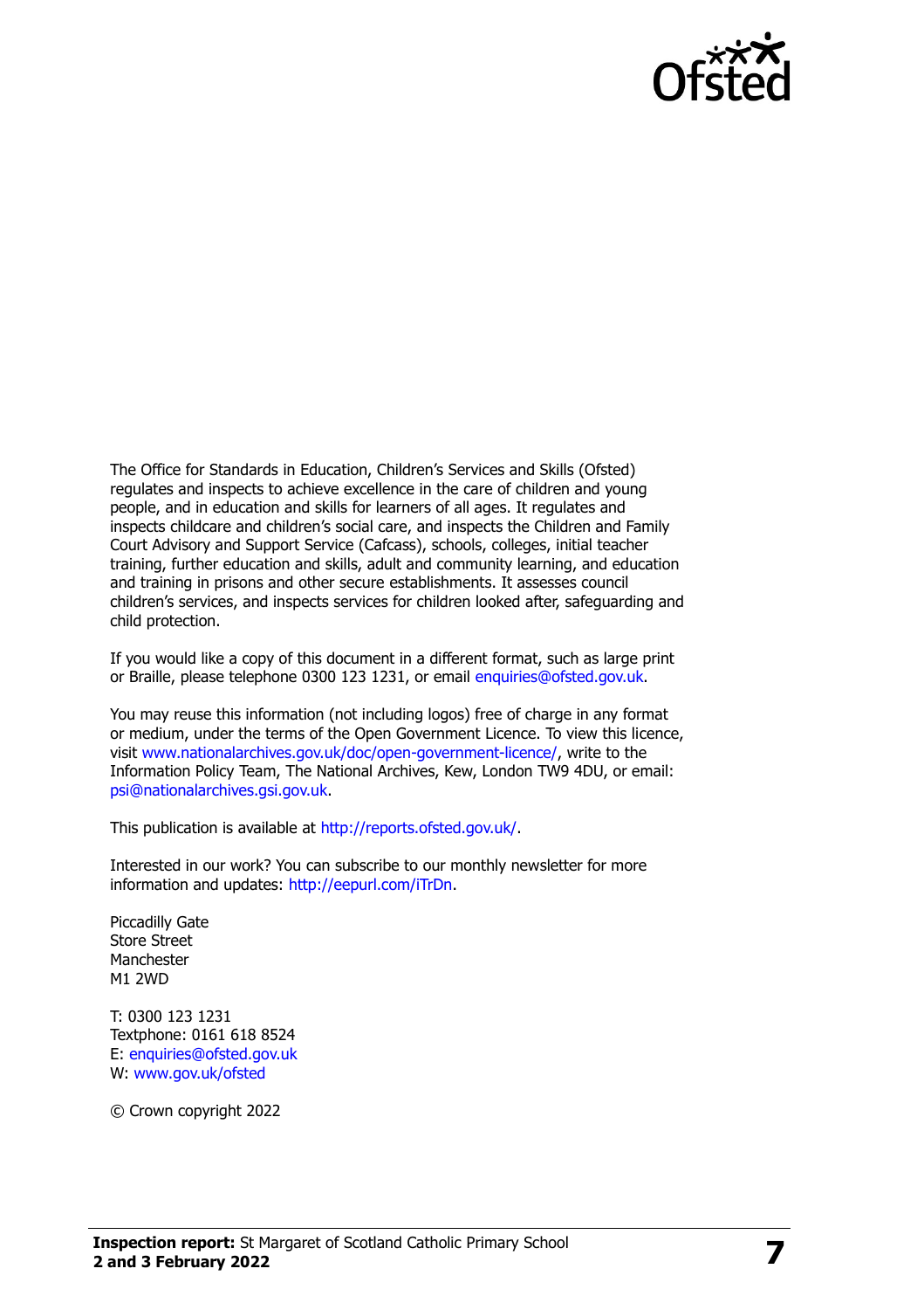The Office for Standards in Education, Children's Services and Skills (Ofsted) regulates and inspects to achieve excellence in the care of children and young people, and in education and skills for learners of all ages. It regulates and inspects childcare and children's social care, and inspects the Children and Family Court Advisory and Support Service (Cafcass), schools, colleges, initial teacher training, further education and skills, adult and community learning, and education and training in prisons and other secure establishments. It assesses council children's services, and inspects services for children looked after, safeguarding and child protection.

If you would like a copy of this document in a different format, such as large print or Braille, please telephone 0300 123 1231, or email enquiries@ofsted.gov.uk.

You may reuse this information (not including logos) free of charge in any format or medium, under the terms of the Open Government Licence. To view this licence, visit www.nationalarchives.gov.uk/doc/open-government-licence/, write to the Information Policy Team, The National Archives, Kew, London TW9 4DU, or email: psi@nationalarchives.gsi.gov.uk.

This publication is available at http://reports.ofsted.gov.uk/.

Interested in our work? You can subscribe to our monthly newsletter for more information and updates: http://eepurl.com/iTrDn.

Piccadilly Gate
Store Street
Manchester
M1 2WD

T: 0300 123 1231
Textphone: 0161 618 8524
E: enquiries@ofsted.gov.uk
W: www.gov.uk/ofsted

© Crown copyright 2022